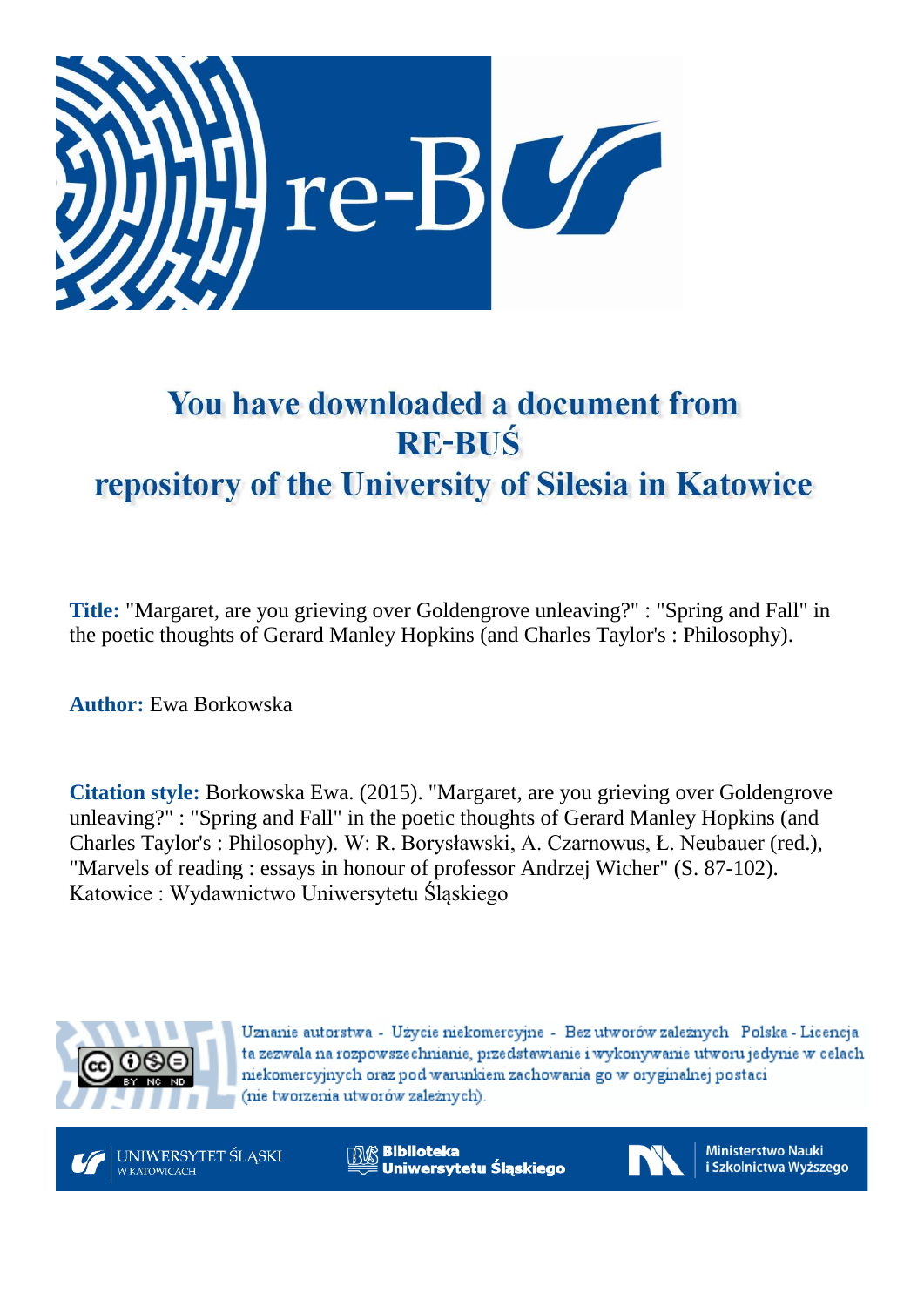# You have downloaded a document from RE-BUŚ repository of the University of Silesia in Katowice

**Title:** "Margaret, are you grieving over Goldengrove unleaving?" : "Spring and Fall" in the poetic thoughts of Gerard Manley Hopkins (and Charles Taylor's : Philosophy).

**Author:** Ewa Borkowska

**Citation style:** Borkowska Ewa. (2015). "Margaret, are you grieving over Goldengrove unleaving?" : "Spring and Fall" in the poetic thoughts of Gerard Manley Hopkins (and Charles Taylor's : Philosophy). W: R. Borysławski, A. Czarnowus, Ł. Neubauer (red.), "Marvels of reading : essays in honour of professor Andrzej Wicher" (S. 87-102). Katowice : Wydawnictwo Uniwersytetu Śląskiego

Uznanie autorstwa - Użycie niekomercyjne - Bez utworów zależnych Polska - Licencja ta zezwala na rozpowszechnianie, przedstawianie i wykonywanie utworu jedynie w celach niekomercyjnych oraz pod warunkiem zachowania go w oryginalnej postaci (nie tworzenia utworów zależnych).

UNIWERSYTET ŚLĄSKI W KATOWICACH

Biblioteka Uniwersytetu Śląskiego

Ministerstwo Nauki i Szkolnictwa Wyższego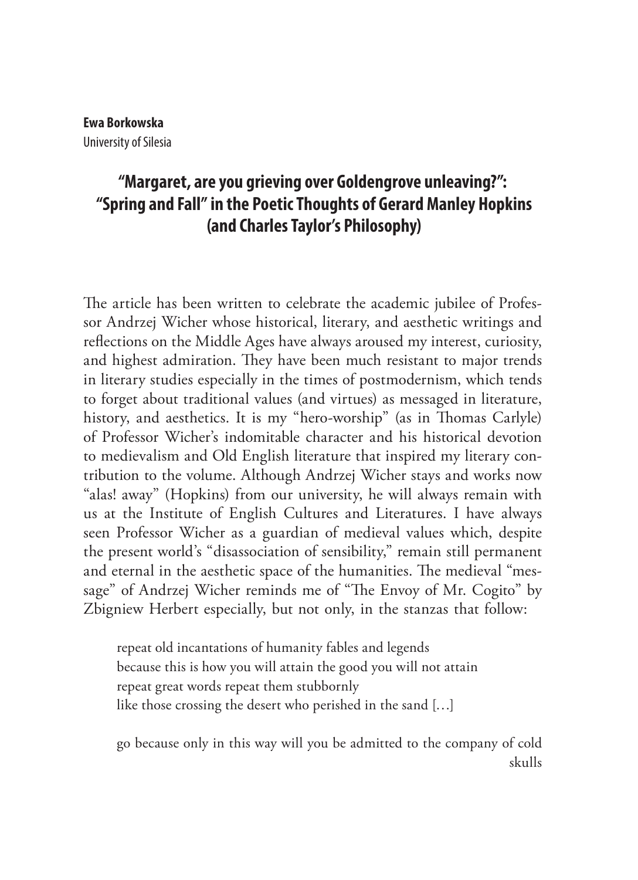**Ewa Borkowska**
University of Silesia

# "Margaret, are you grieving over Goldengrove unleaving?": "Spring and Fall" in the Poetic Thoughts of Gerard Manley Hopkins (and Charles Taylor's Philosophy)

The article has been written to celebrate the academic jubilee of Professor Andrzej Wicher whose historical, literary, and aesthetic writings and reflections on the Middle Ages have always aroused my interest, curiosity, and highest admiration. They have been much resistant to major trends in literary studies especially in the times of postmodernism, which tends to forget about traditional values (and virtues) as messaged in literature, history, and aesthetics. It is my "hero-worship" (as in Thomas Carlyle) of Professor Wicher's indomitable character and his historical devotion to medievalism and Old English literature that inspired my literary contribution to the volume. Although Andrzej Wicher stays and works now "alas! away" (Hopkins) from our university, he will always remain with us at the Institute of English Cultures and Literatures. I have always seen Professor Wicher as a guardian of medieval values which, despite the present world's "disassociation of sensibility," remain still permanent and eternal in the aesthetic space of the humanities. The medieval "message" of Andrzej Wicher reminds me of "The Envoy of Mr. Cogito" by Zbigniew Herbert especially, but not only, in the stanzas that follow:

> repeat old incantations of humanity fables and legends
> because this is how you will attain the good you will not attain
> repeat great words repeat them stubbornly
> like those crossing the desert who perished in the sand […]
>
> go because only in this way will you be admitted to the company of cold skulls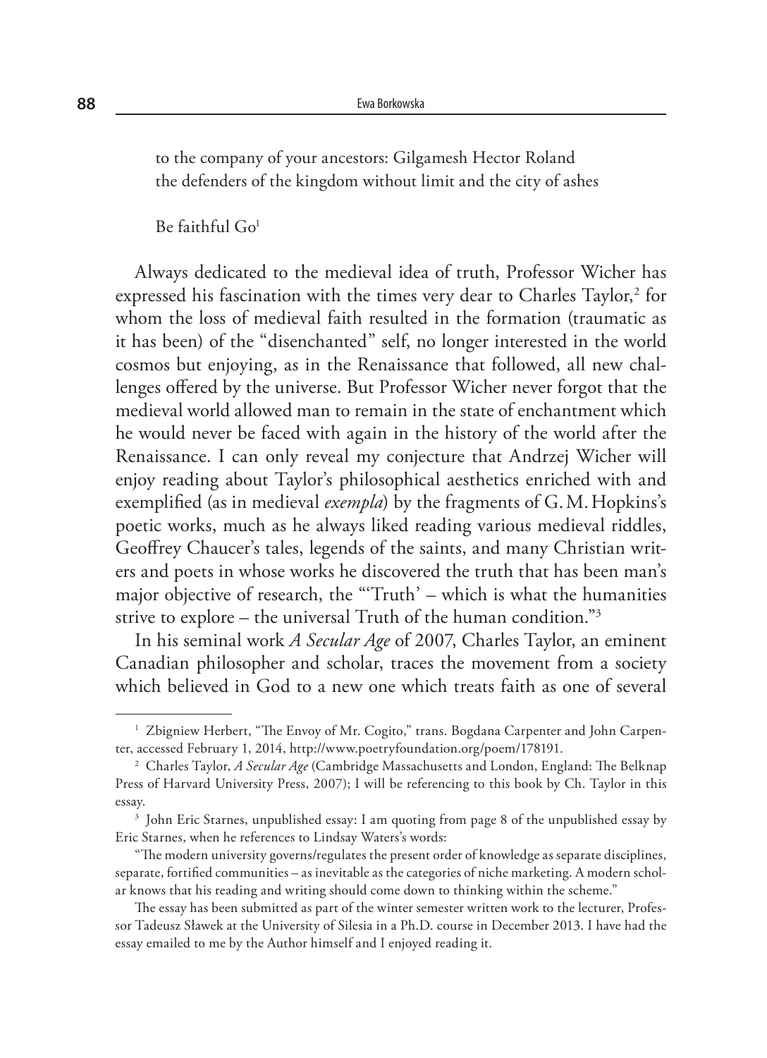to the company of your ancestors: Gilgamesh Hector Roland
the defenders of the kingdom without limit and the city of ashes

Be faithful Go[1]

Always dedicated to the medieval idea of truth, Professor Wicher has expressed his fascination with the times very dear to Charles Taylor,[2] for whom the loss of medieval faith resulted in the formation (traumatic as it has been) of the "disenchanted" self, no longer interested in the world cosmos but enjoying, as in the Renaissance that followed, all new challenges offered by the universe. But Professor Wicher never forgot that the medieval world allowed man to remain in the state of enchantment which he would never be faced with again in the history of the world after the Renaissance. I can only reveal my conjecture that Andrzej Wicher will enjoy reading about Taylor's philosophical aesthetics enriched with and exemplified (as in medieval *exempla*) by the fragments of G. M. Hopkins's poetic works, much as he always liked reading various medieval riddles, Geoffrey Chaucer's tales, legends of the saints, and many Christian writers and poets in whose works he discovered the truth that has been man's major objective of research, the "'Truth' – which is what the humanities strive to explore – the universal Truth of the human condition."[3]

In his seminal work *A Secular Age* of 2007, Charles Taylor, an eminent Canadian philosopher and scholar, traces the movement from a society which believed in God to a new one which treats faith as one of several

---

[1] Zbigniew Herbert, "The Envoy of Mr. Cogito," trans. Bogdana Carpenter and John Carpenter, accessed February 1, 2014, http://www.poetryfoundation.org/poem/178191.

[2] Charles Taylor, *A Secular Age* (Cambridge Massachusetts and London, England: The Belknap Press of Harvard University Press, 2007); I will be referencing to this book by Ch. Taylor in this essay.

[3] John Eric Starnes, unpublished essay: I am quoting from page 8 of the unpublished essay by Eric Starnes, when he references to Lindsay Waters's words:

"The modern university governs/regulates the present order of knowledge as separate disciplines, separate, fortified communities – as inevitable as the categories of niche marketing. A modern scholar knows that his reading and writing should come down to thinking within the scheme."

The essay has been submitted as part of the winter semester written work to the lecturer, Professor Tadeusz Sławek at the University of Silesia in a Ph.D. course in December 2013. I have had the essay emailed to me by the Author himself and I enjoyed reading it.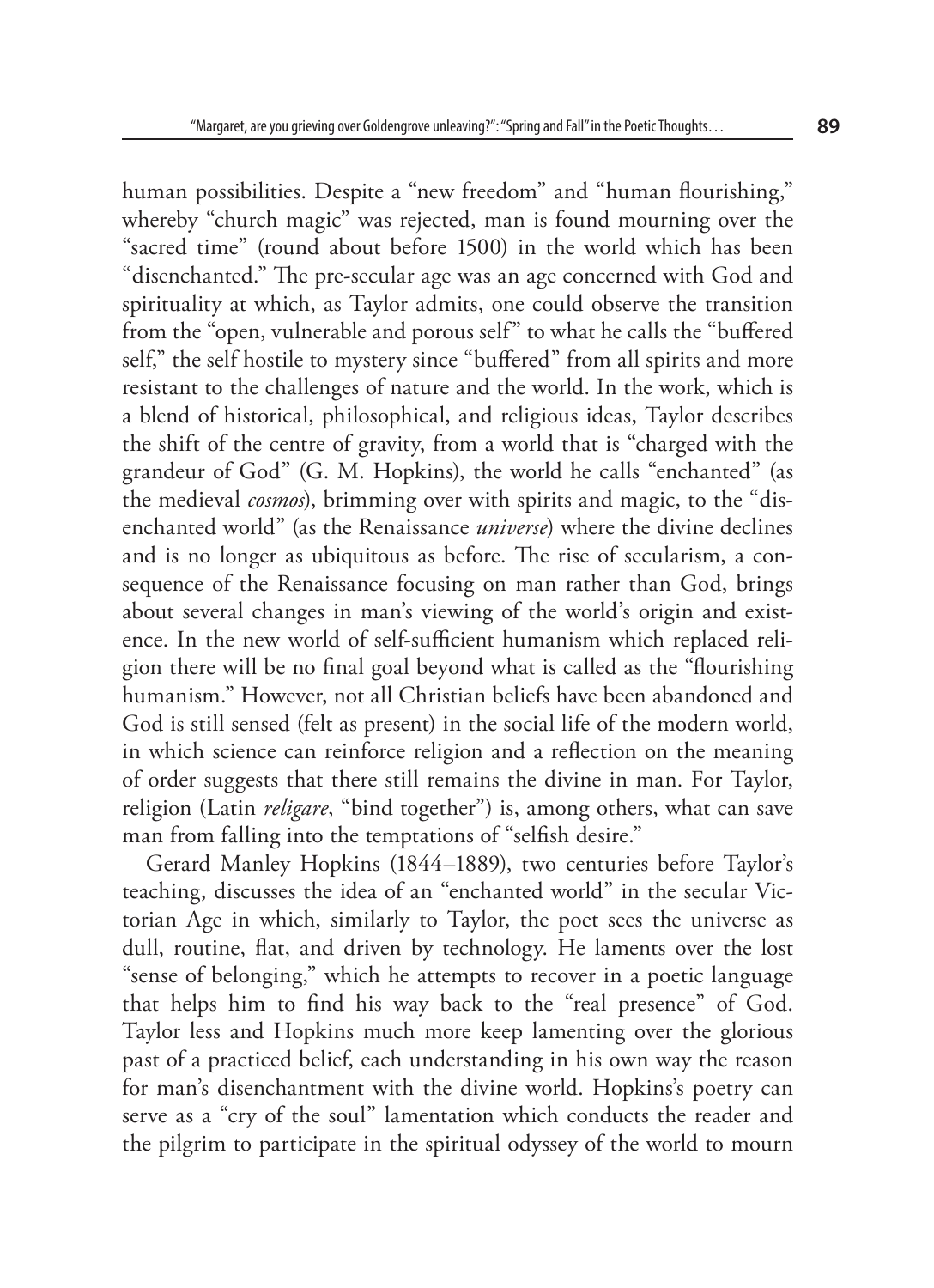human possibilities. Despite a "new freedom" and "human flourishing," whereby "church magic" was rejected, man is found mourning over the "sacred time" (round about before 1500) in the world which has been "disenchanted." The pre-secular age was an age concerned with God and spirituality at which, as Taylor admits, one could observe the transition from the "open, vulnerable and porous self" to what he calls the "buffered self," the self hostile to mystery since "buffered" from all spirits and more resistant to the challenges of nature and the world. In the work, which is a blend of historical, philosophical, and religious ideas, Taylor describes the shift of the centre of gravity, from a world that is "charged with the grandeur of God" (G. M. Hopkins), the world he calls "enchanted" (as the medieval *cosmos*), brimming over with spirits and magic, to the "disenchanted world" (as the Renaissance *universe*) where the divine declines and is no longer as ubiquitous as before. The rise of secularism, a consequence of the Renaissance focusing on man rather than God, brings about several changes in man's viewing of the world's origin and existence. In the new world of self-sufficient humanism which replaced religion there will be no final goal beyond what is called as the "flourishing humanism." However, not all Christian beliefs have been abandoned and God is still sensed (felt as present) in the social life of the modern world, in which science can reinforce religion and a reflection on the meaning of order suggests that there still remains the divine in man. For Taylor, religion (Latin *religare*, "bind together") is, among others, what can save man from falling into the temptations of "selfish desire."

Gerard Manley Hopkins (1844–1889), two centuries before Taylor's teaching, discusses the idea of an "enchanted world" in the secular Victorian Age in which, similarly to Taylor, the poet sees the universe as dull, routine, flat, and driven by technology. He laments over the lost "sense of belonging," which he attempts to recover in a poetic language that helps him to find his way back to the "real presence" of God. Taylor less and Hopkins much more keep lamenting over the glorious past of a practiced belief, each understanding in his own way the reason for man's disenchantment with the divine world. Hopkins's poetry can serve as a "cry of the soul" lamentation which conducts the reader and the pilgrim to participate in the spiritual odyssey of the world to mourn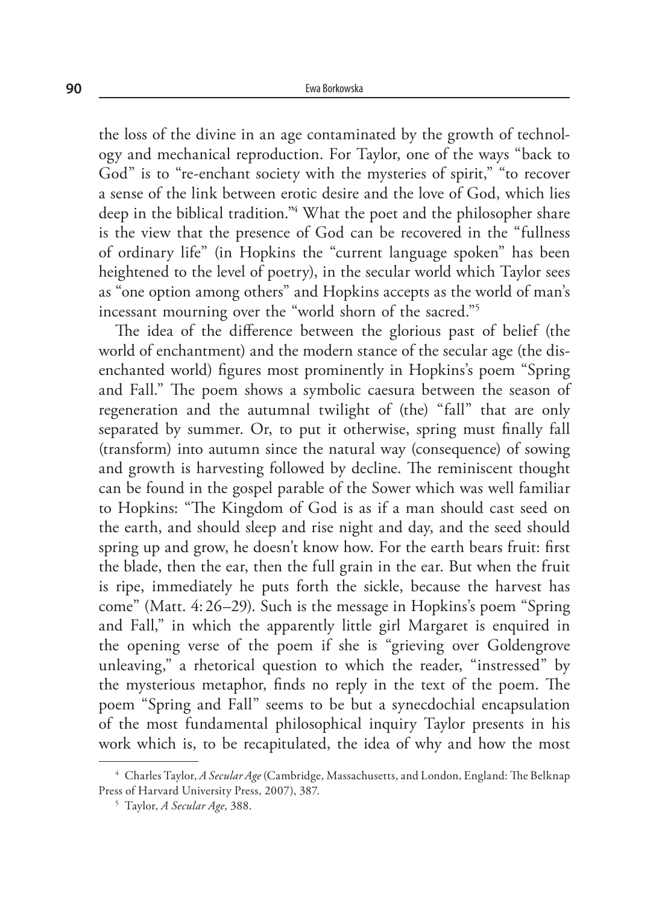the loss of the divine in an age contaminated by the growth of technology and mechanical reproduction. For Taylor, one of the ways "back to God" is to "re-enchant society with the mysteries of spirit," "to recover a sense of the link between erotic desire and the love of God, which lies deep in the biblical tradition."[4] What the poet and the philosopher share is the view that the presence of God can be recovered in the "fullness of ordinary life" (in Hopkins the "current language spoken" has been heightened to the level of poetry), in the secular world which Taylor sees as "one option among others" and Hopkins accepts as the world of man's incessant mourning over the "world shorn of the sacred."[5]

The idea of the difference between the glorious past of belief (the world of enchantment) and the modern stance of the secular age (the disenchanted world) figures most prominently in Hopkins's poem "Spring and Fall." The poem shows a symbolic caesura between the season of regeneration and the autumnal twilight of (the) "fall" that are only separated by summer. Or, to put it otherwise, spring must finally fall (transform) into autumn since the natural way (consequence) of sowing and growth is harvesting followed by decline. The reminiscent thought can be found in the gospel parable of the Sower which was well familiar to Hopkins: "The Kingdom of God is as if a man should cast seed on the earth, and should sleep and rise night and day, and the seed should spring up and grow, he doesn't know how. For the earth bears fruit: first the blade, then the ear, then the full grain in the ear. But when the fruit is ripe, immediately he puts forth the sickle, because the harvest has come" (Matt. 4: 26–29). Such is the message in Hopkins's poem "Spring and Fall," in which the apparently little girl Margaret is enquired in the opening verse of the poem if she is "grieving over Goldengrove unleaving," a rhetorical question to which the reader, "instressed" by the mysterious metaphor, finds no reply in the text of the poem. The poem "Spring and Fall" seems to be but a synecdochial encapsulation of the most fundamental philosophical inquiry Taylor presents in his work which is, to be recapitulated, the idea of why and how the most

[4] Charles Taylor, *A Secular Age* (Cambridge, Massachusetts, and London, England: The Belknap Press of Harvard University Press, 2007), 387.

[5] Taylor, *A Secular Age*, 388.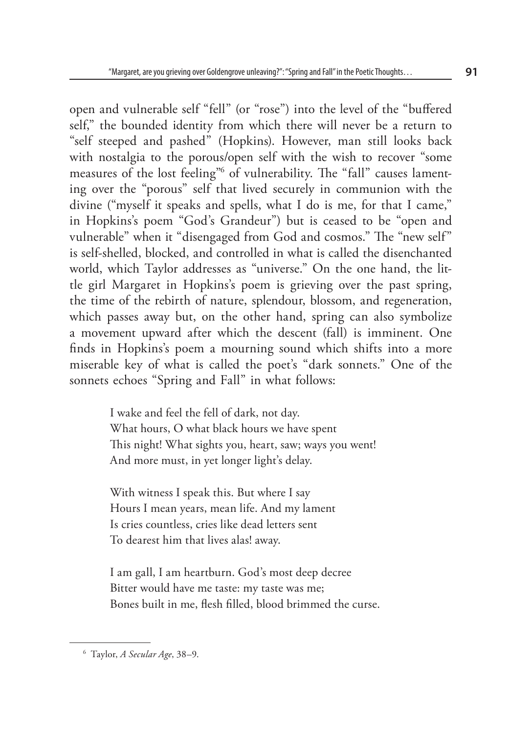open and vulnerable self "fell" (or "rose") into the level of the "buffered self," the bounded identity from which there will never be a return to "self steeped and pashed" (Hopkins). However, man still looks back with nostalgia to the porous/open self with the wish to recover "some measures of the lost feeling"[6] of vulnerability. The "fall" causes lamenting over the "porous" self that lived securely in communion with the divine ("myself it speaks and spells, what I do is me, for that I came," in Hopkins's poem "God's Grandeur") but is ceased to be "open and vulnerable" when it "disengaged from God and cosmos." The "new self" is self-shelled, blocked, and controlled in what is called the disenchanted world, which Taylor addresses as "universe." On the one hand, the little girl Margaret in Hopkins's poem is grieving over the past spring, the time of the rebirth of nature, splendour, blossom, and regeneration, which passes away but, on the other hand, spring can also symbolize a movement upward after which the descent (fall) is imminent. One finds in Hopkins's poem a mourning sound which shifts into a more miserable key of what is called the poet's "dark sonnets." One of the sonnets echoes "Spring and Fall" in what follows:

> I wake and feel the fell of dark, not day.
> What hours, O what black hours we have spent
> This night! What sights you, heart, saw; ways you went!
> And more must, in yet longer light's delay.
>
> With witness I speak this. But where I say
> Hours I mean years, mean life. And my lament
> Is cries countless, cries like dead letters sent
> To dearest him that lives alas! away.
>
> I am gall, I am heartburn. God's most deep decree
> Bitter would have me taste: my taste was me;
> Bones built in me, flesh filled, blood brimmed the curse.

---

[6] Taylor, *A Secular Age*, 38–9.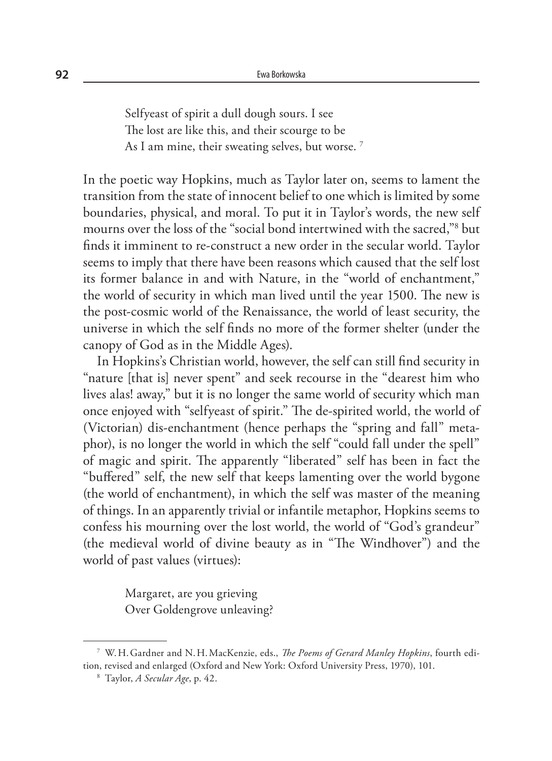> Selfyeast of spirit a dull dough sours. I see
> The lost are like this, and their scourge to be
> As I am mine, their sweating selves, but worse. [7]

In the poetic way Hopkins, much as Taylor later on, seems to lament the transition from the state of innocent belief to one which is limited by some boundaries, physical, and moral. To put it in Taylor's words, the new self mourns over the loss of the "social bond intertwined with the sacred,"[8] but finds it imminent to re-construct a new order in the secular world. Taylor seems to imply that there have been reasons which caused that the self lost its former balance in and with Nature, in the "world of enchantment," the world of security in which man lived until the year 1500. The new is the post-cosmic world of the Renaissance, the world of least security, the universe in which the self finds no more of the former shelter (under the canopy of God as in the Middle Ages).

In Hopkins's Christian world, however, the self can still find security in "nature [that is] never spent" and seek recourse in the "dearest him who lives alas! away," but it is no longer the same world of security which man once enjoyed with "selfyeast of spirit." The de-spirited world, the world of (Victorian) dis-enchantment (hence perhaps the "spring and fall" metaphor), is no longer the world in which the self "could fall under the spell" of magic and spirit. The apparently "liberated" self has been in fact the "buffered" self, the new self that keeps lamenting over the world bygone (the world of enchantment), in which the self was master of the meaning of things. In an apparently trivial or infantile metaphor, Hopkins seems to confess his mourning over the lost world, the world of "God's grandeur" (the medieval world of divine beauty as in "The Windhover") and the world of past values (virtues):

> Margaret, are you grieving
> Over Goldengrove unleaving?

---

[7] W. H. Gardner and N. H. MacKenzie, eds., *The Poems of Gerard Manley Hopkins*, fourth edition, revised and enlarged (Oxford and New York: Oxford University Press, 1970), 101.

[8] Taylor, *A Secular Age*, p. 42.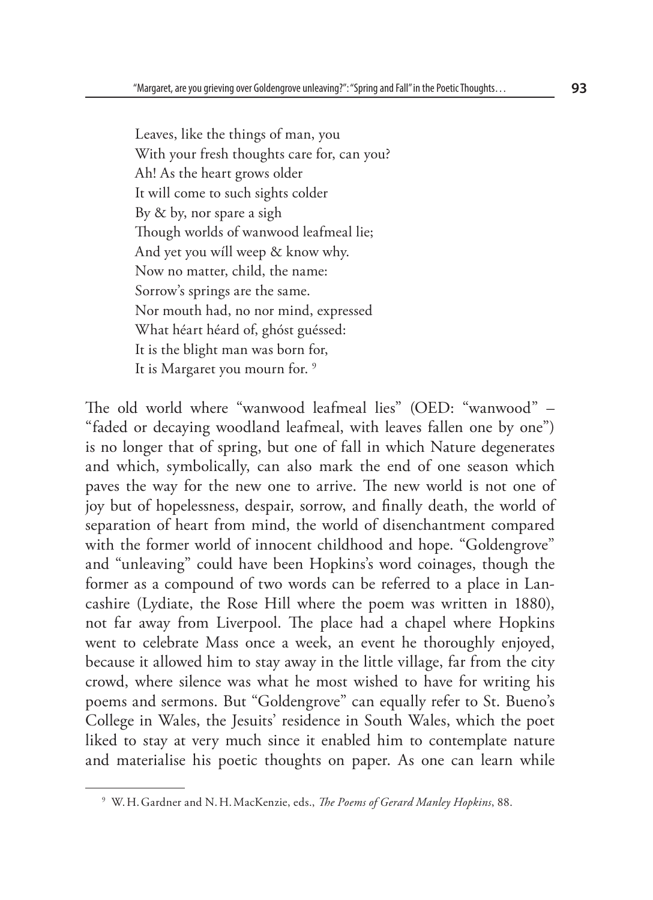Leaves, like the things of man, you  
With your fresh thoughts care for, can you?  
Ah! As the heart grows older  
It will come to such sights colder  
By & by, nor spare a sigh  
Though worlds of wanwood leafmeal lie;  
And yet you wíll weep & know why.  
Now no matter, child, the name:  
Sorrow's springs are the same.  
Nor mouth had, no nor mind, expressed  
What héart héard of, ghóst guéssed:  
It is the blight man was born for,  
It is Margaret you mourn for. [9]

The old world where "wanwood leafmeal lies" (OED: "wanwood" – "faded or decaying woodland leafmeal, with leaves fallen one by one") is no longer that of spring, but one of fall in which Nature degenerates and which, symbolically, can also mark the end of one season which paves the way for the new one to arrive. The new world is not one of joy but of hopelessness, despair, sorrow, and finally death, the world of separation of heart from mind, the world of disenchantment compared with the former world of innocent childhood and hope. "Goldengrove" and "unleaving" could have been Hopkins's word coinages, though the former as a compound of two words can be referred to a place in Lancashire (Lydiate, the Rose Hill where the poem was written in 1880), not far away from Liverpool. The place had a chapel where Hopkins went to celebrate Mass once a week, an event he thoroughly enjoyed, because it allowed him to stay away in the little village, far from the city crowd, where silence was what he most wished to have for writing his poems and sermons. But "Goldengrove" can equally refer to St. Bueno's College in Wales, the Jesuits' residence in South Wales, which the poet liked to stay at very much since it enabled him to contemplate nature and materialise his poetic thoughts on paper. As one can learn while

[9] W. H. Gardner and N. H. MacKenzie, eds., *The Poems of Gerard Manley Hopkins*, 88.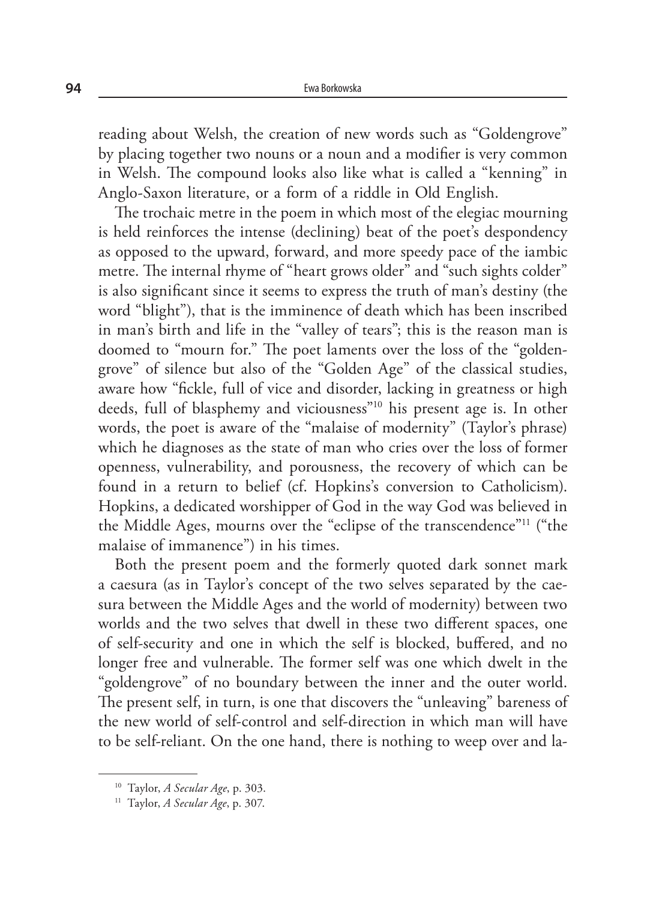reading about Welsh, the creation of new words such as "Goldengrove" by placing together two nouns or a noun and a modifier is very common in Welsh. The compound looks also like what is called a "kenning" in Anglo-Saxon literature, or a form of a riddle in Old English.

The trochaic metre in the poem in which most of the elegiac mourning is held reinforces the intense (declining) beat of the poet's despondency as opposed to the upward, forward, and more speedy pace of the iambic metre. The internal rhyme of "heart grows older" and "such sights colder" is also significant since it seems to express the truth of man's destiny (the word "blight"), that is the imminence of death which has been inscribed in man's birth and life in the "valley of tears"; this is the reason man is doomed to "mourn for." The poet laments over the loss of the "goldengrove" of silence but also of the "Golden Age" of the classical studies, aware how "fickle, full of vice and disorder, lacking in greatness or high deeds, full of blasphemy and viciousness"[10] his present age is. In other words, the poet is aware of the "malaise of modernity" (Taylor's phrase) which he diagnoses as the state of man who cries over the loss of former openness, vulnerability, and porousness, the recovery of which can be found in a return to belief (cf. Hopkins's conversion to Catholicism). Hopkins, a dedicated worshipper of God in the way God was believed in the Middle Ages, mourns over the "eclipse of the transcendence"[11] ("the malaise of immanence") in his times.

Both the present poem and the formerly quoted dark sonnet mark a caesura (as in Taylor's concept of the two selves separated by the caesura between the Middle Ages and the world of modernity) between two worlds and the two selves that dwell in these two different spaces, one of self-security and one in which the self is blocked, buffered, and no longer free and vulnerable. The former self was one which dwelt in the "goldengrove" of no boundary between the inner and the outer world. The present self, in turn, is one that discovers the "unleaving" bareness of the new world of self-control and self-direction in which man will have to be self-reliant. On the one hand, there is nothing to weep over and la-

[10] Taylor, *A Secular Age*, p. 303.

[11] Taylor, *A Secular Age*, p. 307.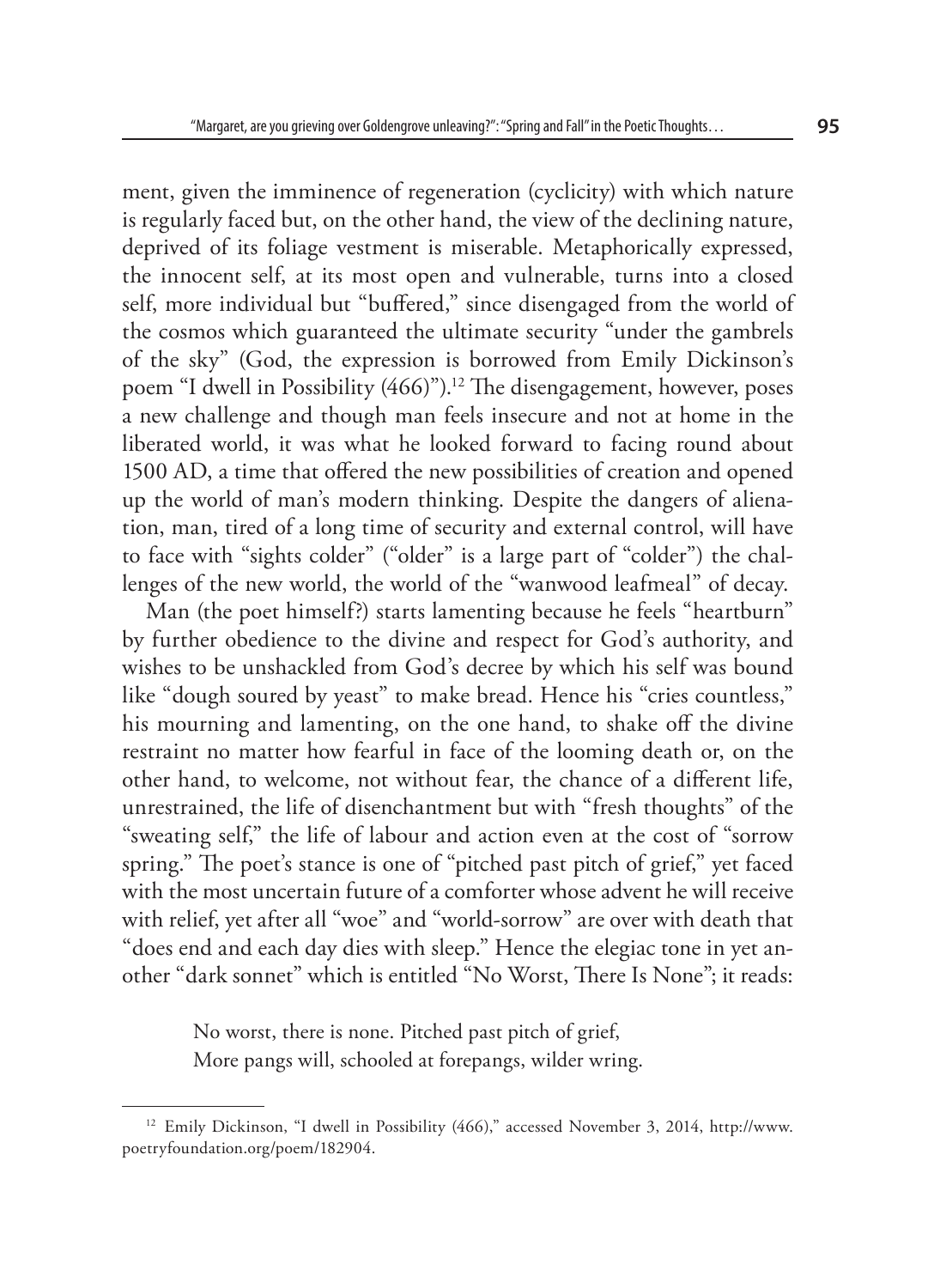ment, given the imminence of regeneration (cyclicity) with which nature is regularly faced but, on the other hand, the view of the declining nature, deprived of its foliage vestment is miserable. Metaphorically expressed, the innocent self, at its most open and vulnerable, turns into a closed self, more individual but "buffered," since disengaged from the world of the cosmos which guaranteed the ultimate security "under the gambrels of the sky" (God, the expression is borrowed from Emily Dickinson's poem "I dwell in Possibility (466)").[12] The disengagement, however, poses a new challenge and though man feels insecure and not at home in the liberated world, it was what he looked forward to facing round about 1500 AD, a time that offered the new possibilities of creation and opened up the world of man's modern thinking. Despite the dangers of alienation, man, tired of a long time of security and external control, will have to face with "sights colder" ("older" is a large part of "colder") the challenges of the new world, the world of the "wanwood leafmeal" of decay.

Man (the poet himself?) starts lamenting because he feels "heartburn" by further obedience to the divine and respect for God's authority, and wishes to be unshackled from God's decree by which his self was bound like "dough soured by yeast" to make bread. Hence his "cries countless," his mourning and lamenting, on the one hand, to shake off the divine restraint no matter how fearful in face of the looming death or, on the other hand, to welcome, not without fear, the chance of a different life, unrestrained, the life of disenchantment but with "fresh thoughts" of the "sweating self," the life of labour and action even at the cost of "sorrow spring." The poet's stance is one of "pitched past pitch of grief," yet faced with the most uncertain future of a comforter whose advent he will receive with relief, yet after all "woe" and "world-sorrow" are over with death that "does end and each day dies with sleep." Hence the elegiac tone in yet another "dark sonnet" which is entitled "No Worst, There Is None"; it reads:

> No worst, there is none. Pitched past pitch of grief,
> More pangs will, schooled at forepangs, wilder wring.

---

[12] Emily Dickinson, "I dwell in Possibility (466)," accessed November 3, 2014, http://www.poetryfoundation.org/poem/182904.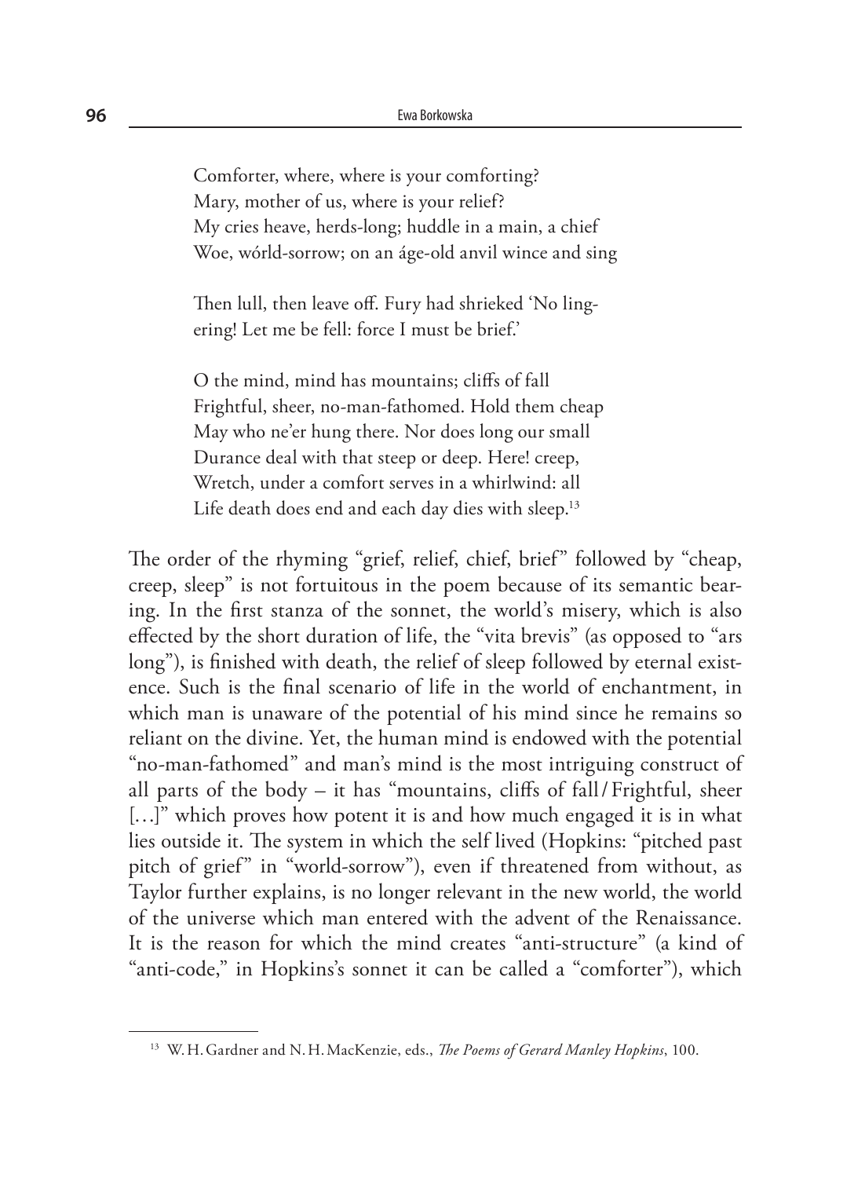Comforter, where, where is your comforting?  
Mary, mother of us, where is your relief?  
My cries heave, herds-long; huddle in a main, a chief  
Woe, wórld-sorrow; on an áge-old anvil wince and sing

Then lull, then leave off. Fury had shrieked 'No ling-  
ering! Let me be fell: force I must be brief.'

O the mind, mind has mountains; cliffs of fall  
Frightful, sheer, no-man-fathomed. Hold them cheap  
May who ne'er hung there. Nor does long our small  
Durance deal with that steep or deep. Here! creep,  
Wretch, under a comfort serves in a whirlwind: all  
Life death does end and each day dies with sleep.[13]

The order of the rhyming "grief, relief, chief, brief" followed by "cheap, creep, sleep" is not fortuitous in the poem because of its semantic bearing. In the first stanza of the sonnet, the world's misery, which is also effected by the short duration of life, the "vita brevis" (as opposed to "ars long"), is finished with death, the relief of sleep followed by eternal existence. Such is the final scenario of life in the world of enchantment, in which man is unaware of the potential of his mind since he remains so reliant on the divine. Yet, the human mind is endowed with the potential "no-man-fathomed" and man's mind is the most intriguing construct of all parts of the body – it has "mountains, cliffs of fall/Frightful, sheer […]" which proves how potent it is and how much engaged it is in what lies outside it. The system in which the self lived (Hopkins: "pitched past pitch of grief" in "world-sorrow"), even if threatened from without, as Taylor further explains, is no longer relevant in the new world, the world of the universe which man entered with the advent of the Renaissance. It is the reason for which the mind creates "anti-structure" (a kind of "anti-code," in Hopkins's sonnet it can be called a "comforter"), which

[13] W. H. Gardner and N. H. MacKenzie, eds., *The Poems of Gerard Manley Hopkins*, 100.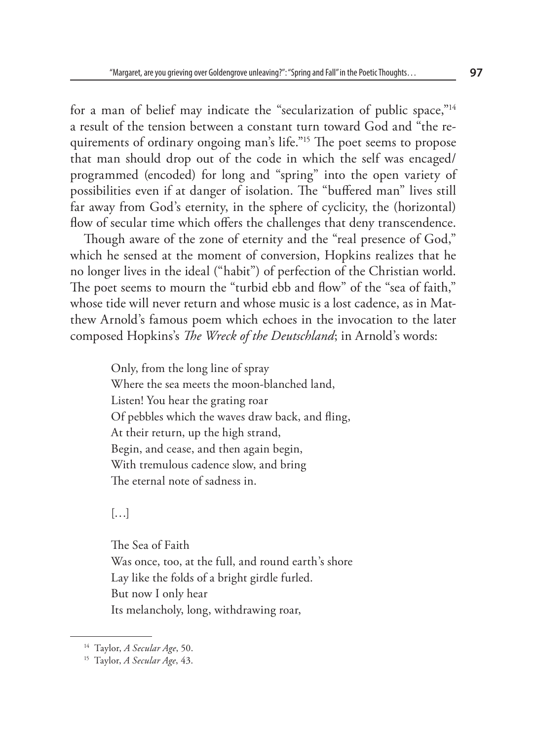for a man of belief may indicate the "secularization of public space,"[14] a result of the tension between a constant turn toward God and "the requirements of ordinary ongoing man's life."[15] The poet seems to propose that man should drop out of the code in which the self was encaged/programmed (encoded) for long and "spring" into the open variety of possibilities even if at danger of isolation. The "buffered man" lives still far away from God's eternity, in the sphere of cyclicity, the (horizontal) flow of secular time which offers the challenges that deny transcendence.

Though aware of the zone of eternity and the "real presence of God," which he sensed at the moment of conversion, Hopkins realizes that he no longer lives in the ideal ("habit") of perfection of the Christian world. The poet seems to mourn the "turbid ebb and flow" of the "sea of faith," whose tide will never return and whose music is a lost cadence, as in Matthew Arnold's famous poem which echoes in the invocation to the later composed Hopkins's *The Wreck of the Deutschland*; in Arnold's words:

> Only, from the long line of spray
> Where the sea meets the moon-blanched land,
> Listen! You hear the grating roar
> Of pebbles which the waves draw back, and fling,
> At their return, up the high strand,
> Begin, and cease, and then again begin,
> With tremulous cadence slow, and bring
> The eternal note of sadness in.
>
> […]
>
> The Sea of Faith
> Was once, too, at the full, and round earth's shore
> Lay like the folds of a bright girdle furled.
> But now I only hear
> Its melancholy, long, withdrawing roar,

---

[14] Taylor, *A Secular Age*, 50.

[15] Taylor, *A Secular Age*, 43.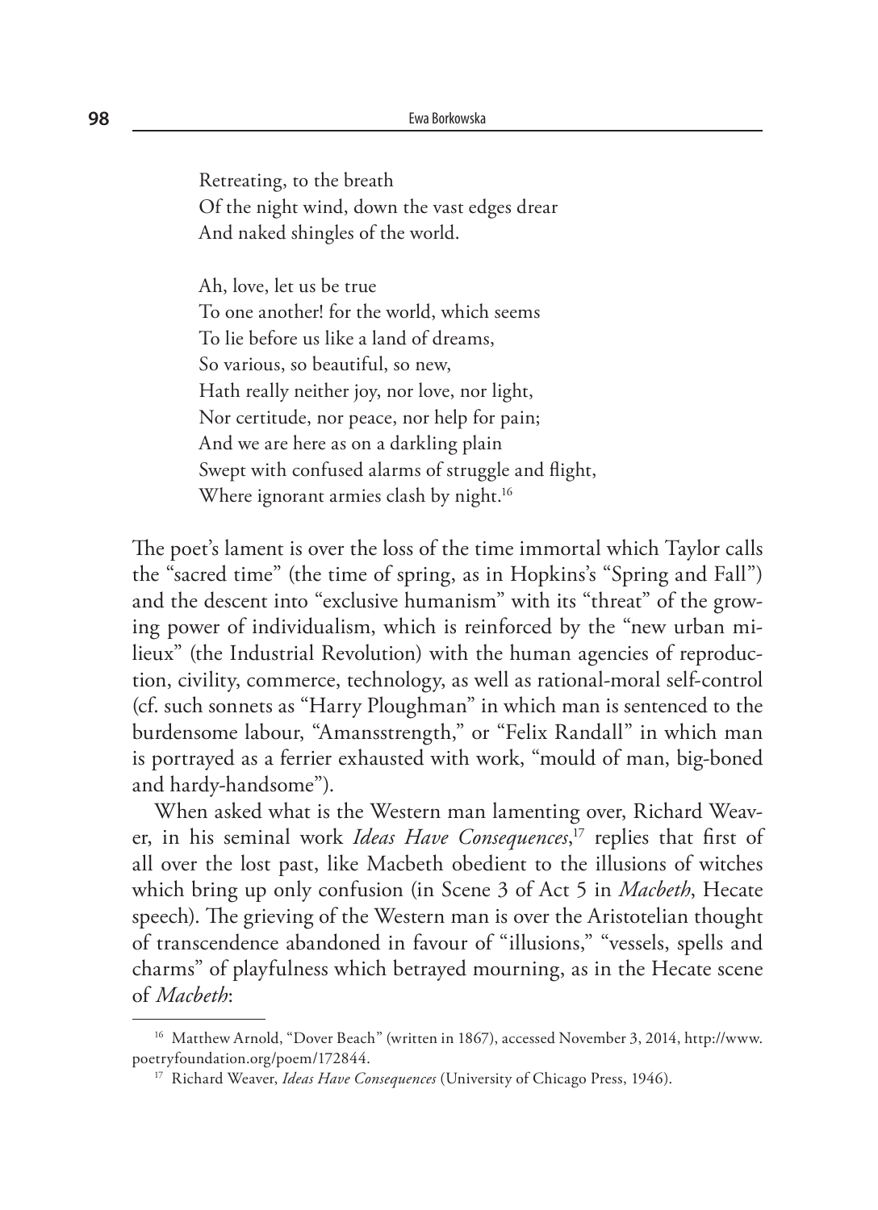Retreating, to the breath  
Of the night wind, down the vast edges drear  
And naked shingles of the world.

Ah, love, let us be true  
To one another! for the world, which seems  
To lie before us like a land of dreams,  
So various, so beautiful, so new,  
Hath really neither joy, nor love, nor light,  
Nor certitude, nor peace, nor help for pain;  
And we are here as on a darkling plain  
Swept with confused alarms of struggle and flight,  
Where ignorant armies clash by night.[16]

The poet's lament is over the loss of the time immortal which Taylor calls the "sacred time" (the time of spring, as in Hopkins's "Spring and Fall") and the descent into "exclusive humanism" with its "threat" of the growing power of individualism, which is reinforced by the "new urban milieux" (the Industrial Revolution) with the human agencies of reproduction, civility, commerce, technology, as well as rational-moral self-control (cf. such sonnets as "Harry Ploughman" in which man is sentenced to the burdensome labour, "Amansstrength," or "Felix Randall" in which man is portrayed as a ferrier exhausted with work, "mould of man, big-boned and hardy-handsome").

When asked what is the Western man lamenting over, Richard Weaver, in his seminal work *Ideas Have Consequences*,[17] replies that first of all over the lost past, like Macbeth obedient to the illusions of witches which bring up only confusion (in Scene 3 of Act 5 in *Macbeth*, Hecate speech). The grieving of the Western man is over the Aristotelian thought of transcendence abandoned in favour of "illusions," "vessels, spells and charms" of playfulness which betrayed mourning, as in the Hecate scene of *Macbeth*:

[16] Matthew Arnold, "Dover Beach" (written in 1867), accessed November 3, 2014, http://www.poetryfoundation.org/poem/172844.

[17] Richard Weaver, *Ideas Have Consequences* (University of Chicago Press, 1946).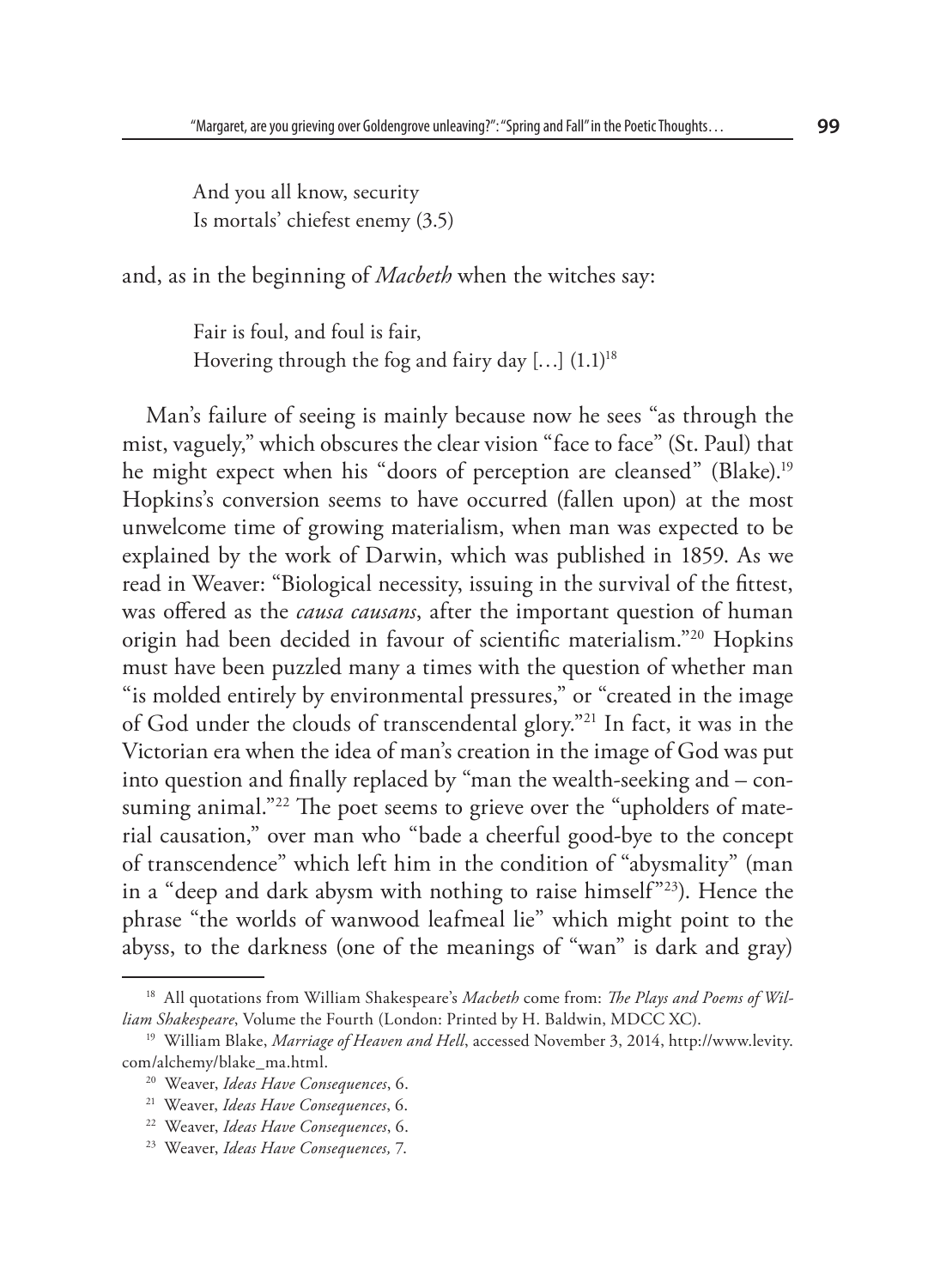> And you all know, security
> Is mortals' chiefest enemy (3.5)

and, as in the beginning of *Macbeth* when the witches say:

> Fair is foul, and foul is fair,
> Hovering through the fog and fairy day […] (1.1)[18]

Man's failure of seeing is mainly because now he sees "as through the mist, vaguely," which obscures the clear vision "face to face" (St. Paul) that he might expect when his "doors of perception are cleansed" (Blake).[19] Hopkins's conversion seems to have occurred (fallen upon) at the most unwelcome time of growing materialism, when man was expected to be explained by the work of Darwin, which was published in 1859. As we read in Weaver: "Biological necessity, issuing in the survival of the fittest, was offered as the *causa causans*, after the important question of human origin had been decided in favour of scientific materialism."[20] Hopkins must have been puzzled many a times with the question of whether man "is molded entirely by environmental pressures," or "created in the image of God under the clouds of transcendental glory."[21] In fact, it was in the Victorian era when the idea of man's creation in the image of God was put into question and finally replaced by "man the wealth-seeking and – consuming animal."[22] The poet seems to grieve over the "upholders of material causation," over man who "bade a cheerful good-bye to the concept of transcendence" which left him in the condition of "abysmality" (man in a "deep and dark abysm with nothing to raise himself"[23]). Hence the phrase "the worlds of wanwood leafmeal lie" which might point to the abyss, to the darkness (one of the meanings of "wan" is dark and gray)

---

[18] All quotations from William Shakespeare's *Macbeth* come from: *The Plays and Poems of William Shakespeare*, Volume the Fourth (London: Printed by H. Baldwin, MDCC XC).

[19] William Blake, *Marriage of Heaven and Hell*, accessed November 3, 2014, http://www.levity.com/alchemy/blake_ma.html.

[20] Weaver, *Ideas Have Consequences*, 6.

[21] Weaver, *Ideas Have Consequences*, 6.

[22] Weaver, *Ideas Have Consequences*, 6.

[23] Weaver, *Ideas Have Consequences,* 7.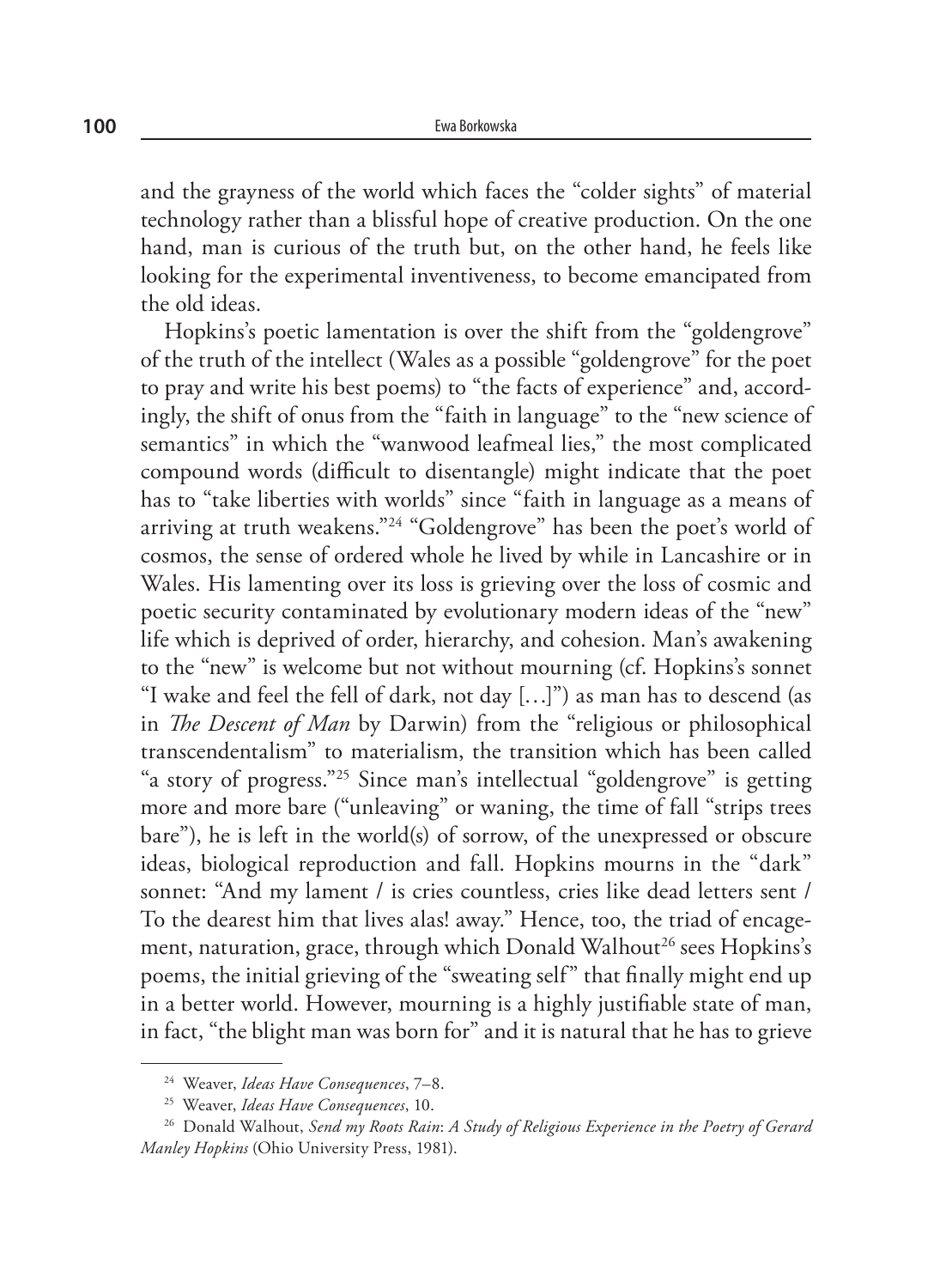and the grayness of the world which faces the "colder sights" of material technology rather than a blissful hope of creative production. On the one hand, man is curious of the truth but, on the other hand, he feels like looking for the experimental inventiveness, to become emancipated from the old ideas.

Hopkins's poetic lamentation is over the shift from the "goldengrove" of the truth of the intellect (Wales as a possible "goldengrove" for the poet to pray and write his best poems) to "the facts of experience" and, accordingly, the shift of onus from the "faith in language" to the "new science of semantics" in which the "wanwood leafmeal lies," the most complicated compound words (difficult to disentangle) might indicate that the poet has to "take liberties with worlds" since "faith in language as a means of arriving at truth weakens."[24] "Goldengrove" has been the poet's world of cosmos, the sense of ordered whole he lived by while in Lancashire or in Wales. His lamenting over its loss is grieving over the loss of cosmic and poetic security contaminated by evolutionary modern ideas of the "new" life which is deprived of order, hierarchy, and cohesion. Man's awakening to the "new" is welcome but not without mourning (cf. Hopkins's sonnet "I wake and feel the fell of dark, not day […]") as man has to descend (as in *The Descent of Man* by Darwin) from the "religious or philosophical transcendentalism" to materialism, the transition which has been called "a story of progress."[25] Since man's intellectual "goldengrove" is getting more and more bare ("unleaving" or waning, the time of fall "strips trees bare"), he is left in the world(s) of sorrow, of the unexpressed or obscure ideas, biological reproduction and fall. Hopkins mourns in the "dark" sonnet: "And my lament / is cries countless, cries like dead letters sent / To the dearest him that lives alas! away." Hence, too, the triad of encagement, naturation, grace, through which Donald Walhout[26] sees Hopkins's poems, the initial grieving of the "sweating self" that finally might end up in a better world. However, mourning is a highly justifiable state of man, in fact, "the blight man was born for" and it is natural that he has to grieve

---

[24] Weaver, *Ideas Have Consequences*, 7–8.

[25] Weaver, *Ideas Have Consequences*, 10.

[26] Donald Walhout, *Send my Roots Rain*: *A Study of Religious Experience in the Poetry of Gerard Manley Hopkins* (Ohio University Press, 1981).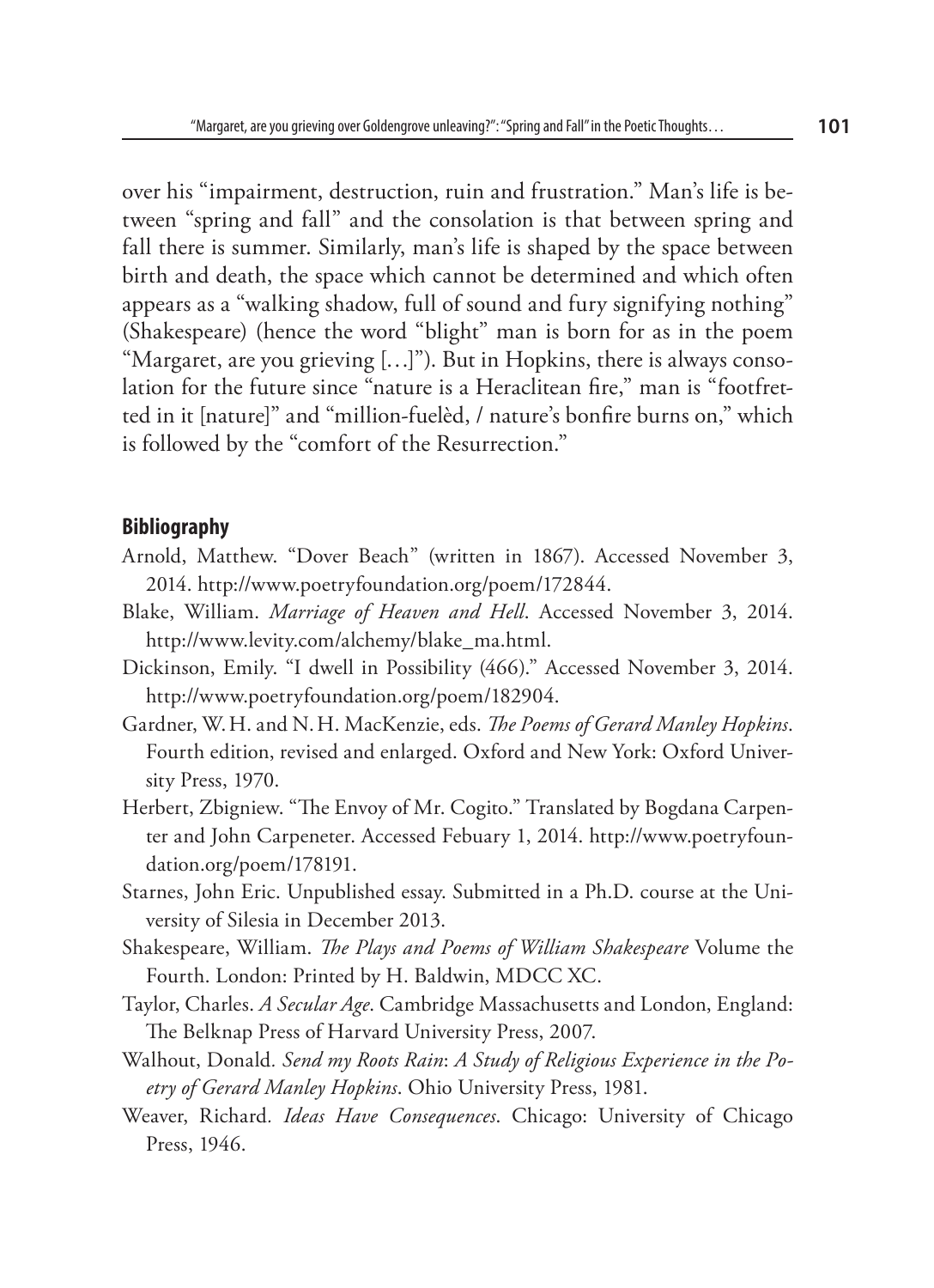over his "impairment, destruction, ruin and frustration." Man's life is between "spring and fall" and the consolation is that between spring and fall there is summer. Similarly, man's life is shaped by the space between birth and death, the space which cannot be determined and which often appears as a "walking shadow, full of sound and fury signifying nothing" (Shakespeare) (hence the word "blight" man is born for as in the poem "Margaret, are you grieving […]"). But in Hopkins, there is always consolation for the future since "nature is a Heraclitean fire," man is "footfretted in it [nature]" and "million-fuelèd, / nature's bonfire burns on," which is followed by the "comfort of the Resurrection."

## Bibliography

Arnold, Matthew. "Dover Beach" (written in 1867). Accessed November 3, 2014. http://www.poetryfoundation.org/poem/172844.

Blake, William. *Marriage of Heaven and Hell*. Accessed November 3, 2014. http://www.levity.com/alchemy/blake_ma.html.

Dickinson, Emily. "I dwell in Possibility (466)." Accessed November 3, 2014. http://www.poetryfoundation.org/poem/182904.

Gardner, W. H. and N. H. MacKenzie, eds. *The Poems of Gerard Manley Hopkins*. Fourth edition, revised and enlarged. Oxford and New York: Oxford University Press, 1970.

Herbert, Zbigniew. "The Envoy of Mr. Cogito." Translated by Bogdana Carpenter and John Carpeneter. Accessed Febuary 1, 2014. http://www.poetryfoundation.org/poem/178191.

Starnes, John Eric. Unpublished essay. Submitted in a Ph.D. course at the University of Silesia in December 2013.

Shakespeare, William. *The Plays and Poems of William Shakespeare* Volume the Fourth. London: Printed by H. Baldwin, MDCC XC.

Taylor, Charles. *A Secular Age*. Cambridge Massachusetts and London, England: The Belknap Press of Harvard University Press, 2007.

Walhout, Donald. *Send my Roots Rain*: *A Study of Religious Experience in the Poetry of Gerard Manley Hopkins*. Ohio University Press, 1981.

Weaver, Richard. *Ideas Have Consequences*. Chicago: University of Chicago Press, 1946.